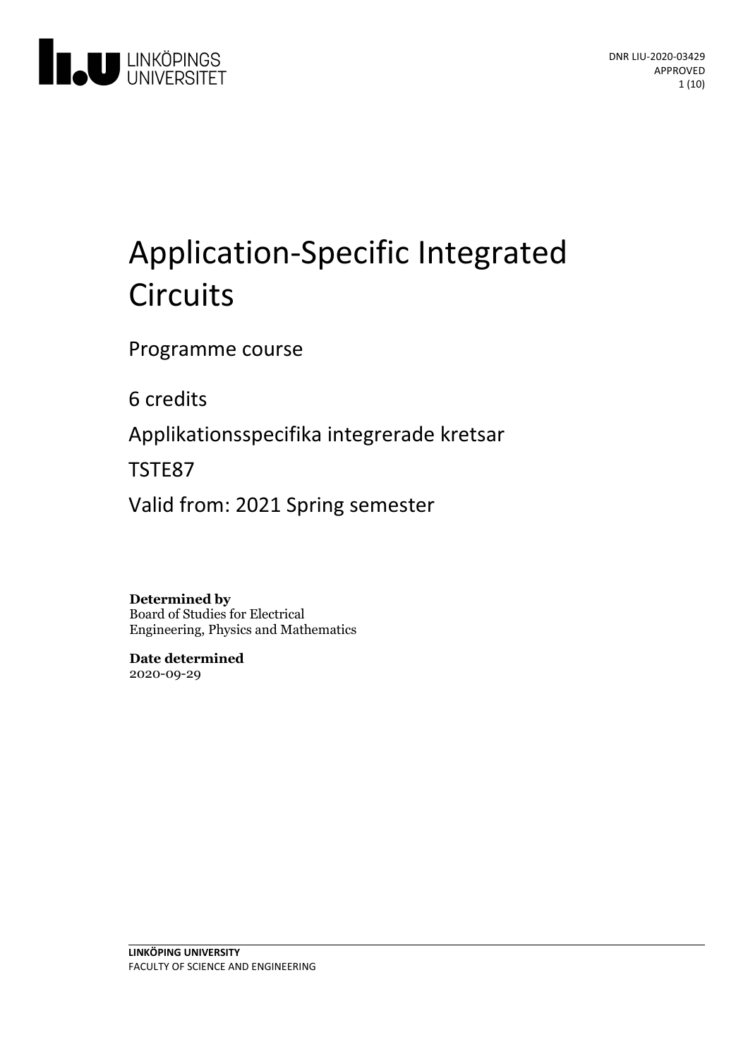DNR LIU-2020-03429
APPROVED

# Application-Specific Integrated Circuits

Programme course

6 credits

Applikationsspecifika integrerade kretsar

TSTE87

Valid from: 2021 Spring semester

**Determined by**
Board of Studies for Electrical Engineering, Physics and Mathematics

**Date determined**
2020-09-29

**LINKÖPING UNIVERSITY**
FACULTY OF SCIENCE AND ENGINEERING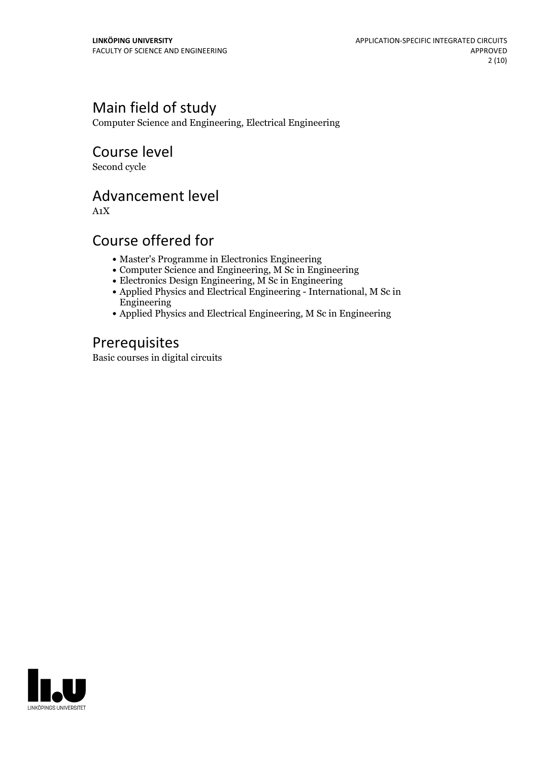## Main field of study

Computer Science and Engineering, Electrical Engineering

## Course level

Second cycle

## Advancement level

A1X

## Course offered for

- Master's Programme in Electronics Engineering
- Computer Science and Engineering, M Sc in Engineering
- Electronics Design Engineering, M Sc in Engineering
- Applied Physics and Electrical Engineering - International, M Sc in Engineering
- Applied Physics and Electrical Engineering, M Sc in Engineering

## Prerequisites

Basic courses in digital circuits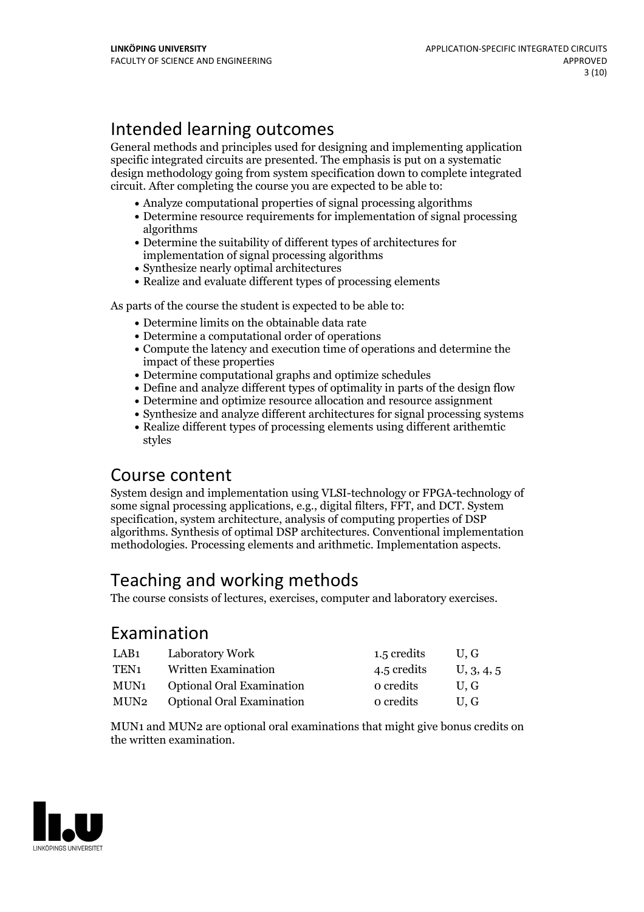## Intended learning outcomes

General methods and principles used for designing and implementing application specific integrated circuits are presented. The emphasis is put on a systematic design methodology going from system specification down to complete integrated circuit. After completing the course you are expected to be able to:

- Analyze computational properties of signal processing algorithms
- Determine resource requirements for implementation of signal processing algorithms
- Determine the suitability of different types of architectures for implementation of signal processing algorithms
- Synthesize nearly optimal architectures
- Realize and evaluate different types of processing elements

As parts of the course the student is expected to be able to:

- Determine limits on the obtainable data rate
- Determine a computational order of operations
- Compute the latency and execution time of operations and determine the impact of these properties
- Determine computational graphs and optimize schedules
- Define and analyze different types of optimality in parts of the design flow
- Determine and optimize resource allocation and resource assignment
- Synthesize and analyze different architectures for signal processing systems
- Realize different types of processing elements using different arithemtic styles

## Course content

System design and implementation using VLSI-technology or FPGA-technology of some signal processing applications, e.g., digital filters, FFT, and DCT. System specification, system architecture, analysis of computing properties of DSP algorithms. Synthesis of optimal DSP architectures. Conventional implementation methodologies. Processing elements and arithmetic. Implementation aspects.

## Teaching and working methods

The course consists of lectures, exercises, computer and laboratory exercises.

## Examination

| | | | |
|---|---|---|---|
| LAB1 | Laboratory Work | 1.5 credits | U, G |
| TEN1 | Written Examination | 4.5 credits | U, 3, 4, 5 |
| MUN1 | Optional Oral Examination | 0 credits | U, G |
| MUN2 | Optional Oral Examination | 0 credits | U, G |

MUN1 and MUN2 are optional oral examinations that might give bonus credits on the written examination.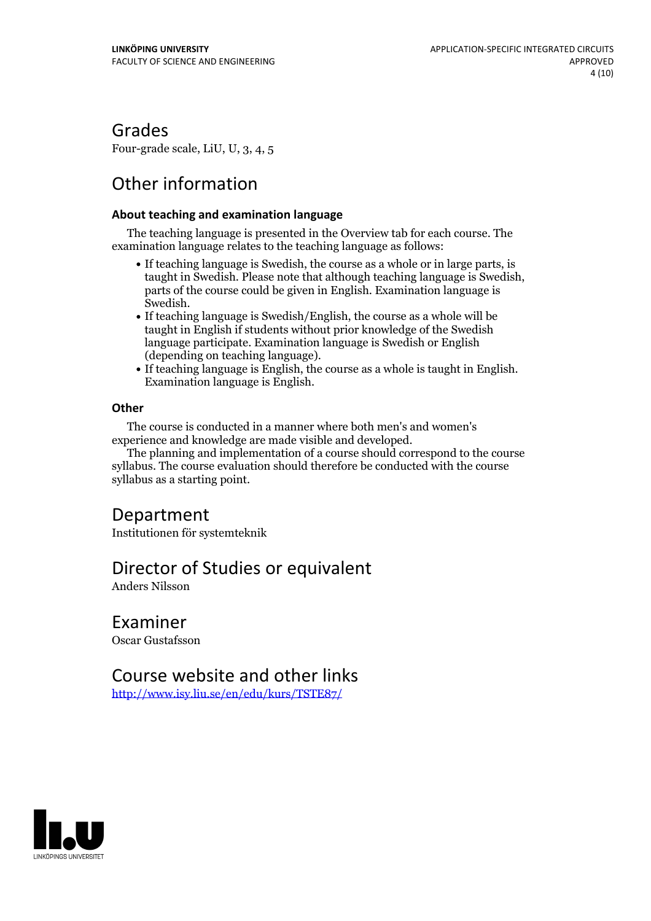## Grades

Four-grade scale, LiU, U, 3, 4, 5

## Other information

### About teaching and examination language

The teaching language is presented in the Overview tab for each course. The examination language relates to the teaching language as follows:

- If teaching language is Swedish, the course as a whole or in large parts, is taught in Swedish. Please note that although teaching language is Swedish, parts of the course could be given in English. Examination language is Swedish.
- If teaching language is Swedish/English, the course as a whole will be taught in English if students without prior knowledge of the Swedish language participate. Examination language is Swedish or English (depending on teaching language).
- If teaching language is English, the course as a whole is taught in English. Examination language is English.

### Other

The course is conducted in a manner where both men's and women's experience and knowledge are made visible and developed.

The planning and implementation of a course should correspond to the course syllabus. The course evaluation should therefore be conducted with the course syllabus as a starting point.

## Department

Institutionen för systemteknik

## Director of Studies or equivalent

Anders Nilsson

## Examiner

Oscar Gustafsson

## Course website and other links

http://www.isy.liu.se/en/edu/kurs/TSTE87/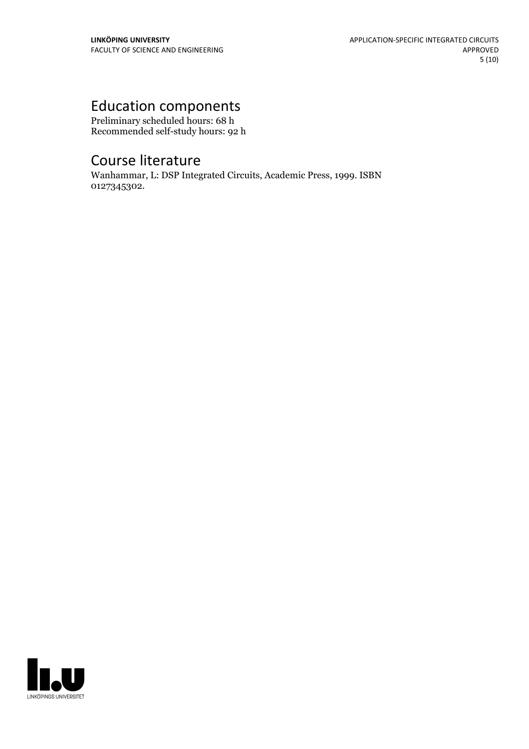## Education components

Preliminary scheduled hours: 68 h
Recommended self-study hours: 92 h

## Course literature

Wanhammar, L: DSP Integrated Circuits, Academic Press, 1999. ISBN 0127345302.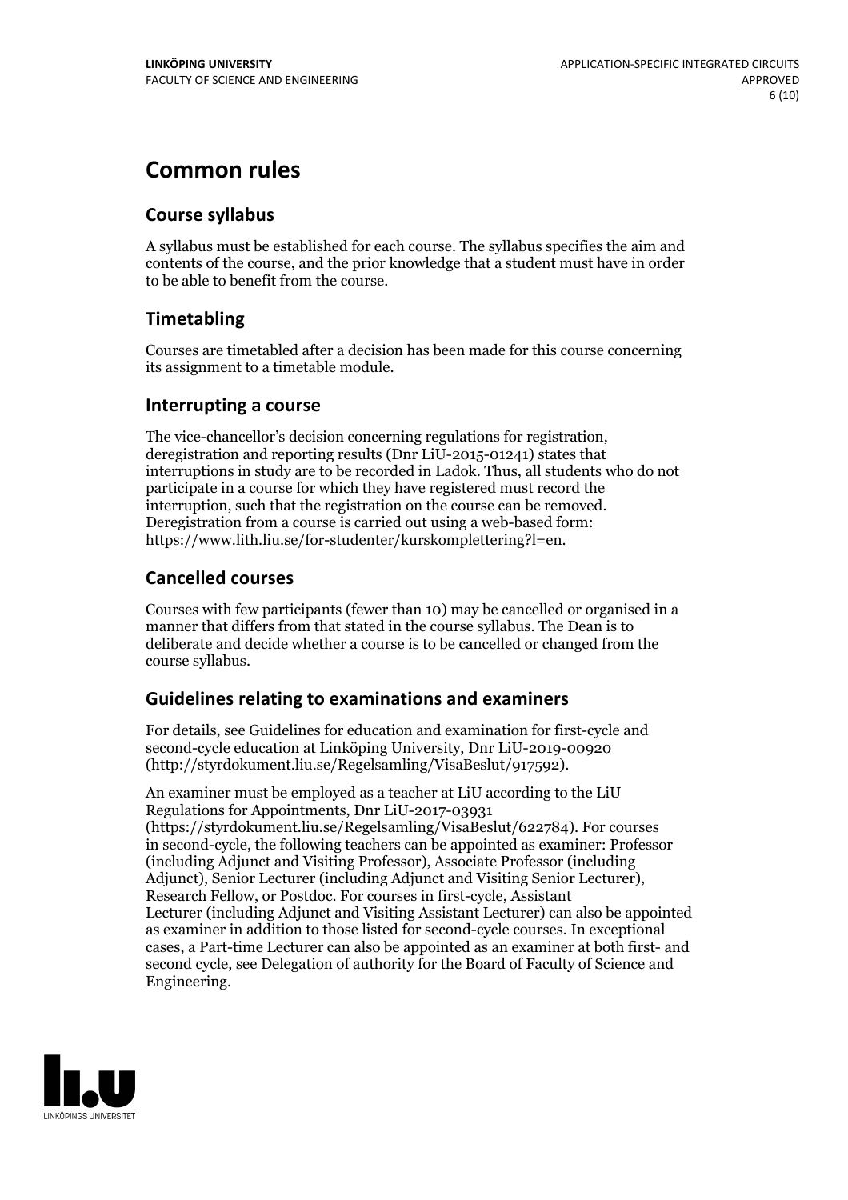# Common rules

## Course syllabus

A syllabus must be established for each course. The syllabus specifies the aim and contents of the course, and the prior knowledge that a student must have in order to be able to benefit from the course.

## Timetabling

Courses are timetabled after a decision has been made for this course concerning its assignment to a timetable module.

## Interrupting a course

The vice-chancellor's decision concerning regulations for registration, deregistration and reporting results (Dnr LiU-2015-01241) states that interruptions in study are to be recorded in Ladok. Thus, all students who do not participate in a course for which they have registered must record the interruption, such that the registration on the course can be removed. Deregistration from a course is carried out using a web-based form: https://www.lith.liu.se/for-studenter/kurskomplettering?l=en.

## Cancelled courses

Courses with few participants (fewer than 10) may be cancelled or organised in a manner that differs from that stated in the course syllabus. The Dean is to deliberate and decide whether a course is to be cancelled or changed from the course syllabus.

## Guidelines relating to examinations and examiners

For details, see Guidelines for education and examination for first-cycle and second-cycle education at Linköping University, Dnr LiU-2019-00920 (http://styrdokument.liu.se/Regelsamling/VisaBeslut/917592).

An examiner must be employed as a teacher at LiU according to the LiU Regulations for Appointments, Dnr LiU-2017-03931 (https://styrdokument.liu.se/Regelsamling/VisaBeslut/622784). For courses in second-cycle, the following teachers can be appointed as examiner: Professor (including Adjunct and Visiting Professor), Associate Professor (including Adjunct), Senior Lecturer (including Adjunct and Visiting Senior Lecturer), Research Fellow, or Postdoc. For courses in first-cycle, Assistant Lecturer (including Adjunct and Visiting Assistant Lecturer) can also be appointed as examiner in addition to those listed for second-cycle courses. In exceptional cases, a Part-time Lecturer can also be appointed as an examiner at both first- and second cycle, see Delegation of authority for the Board of Faculty of Science and Engineering.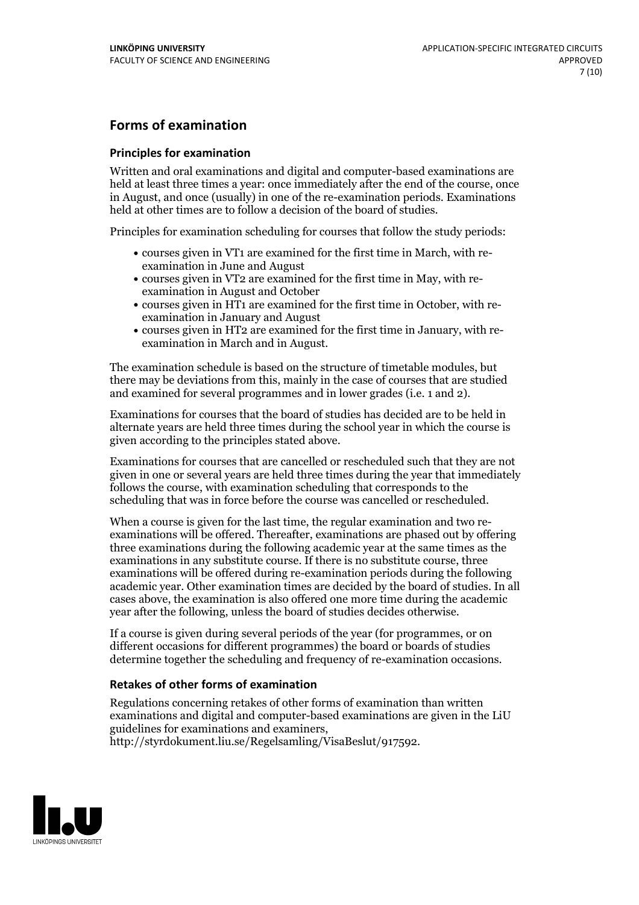## Forms of examination

### Principles for examination

Written and oral examinations and digital and computer-based examinations are held at least three times a year: once immediately after the end of the course, once in August, and once (usually) in one of the re-examination periods. Examinations held at other times are to follow a decision of the board of studies.

Principles for examination scheduling for courses that follow the study periods:

- courses given in VT1 are examined for the first time in March, with re-examination in June and August
- courses given in VT2 are examined for the first time in May, with re-examination in August and October
- courses given in HT1 are examined for the first time in October, with re-examination in January and August
- courses given in HT2 are examined for the first time in January, with re-examination in March and in August.

The examination schedule is based on the structure of timetable modules, but there may be deviations from this, mainly in the case of courses that are studied and examined for several programmes and in lower grades (i.e. 1 and 2).

Examinations for courses that the board of studies has decided are to be held in alternate years are held three times during the school year in which the course is given according to the principles stated above.

Examinations for courses that are cancelled or rescheduled such that they are not given in one or several years are held three times during the year that immediately follows the course, with examination scheduling that corresponds to the scheduling that was in force before the course was cancelled or rescheduled.

When a course is given for the last time, the regular examination and two re-examinations will be offered. Thereafter, examinations are phased out by offering three examinations during the following academic year at the same times as the examinations in any substitute course. If there is no substitute course, three examinations will be offered during re-examination periods during the following academic year. Other examination times are decided by the board of studies. In all cases above, the examination is also offered one more time during the academic year after the following, unless the board of studies decides otherwise.

If a course is given during several periods of the year (for programmes, or on different occasions for different programmes) the board or boards of studies determine together the scheduling and frequency of re-examination occasions.

### Retakes of other forms of examination

Regulations concerning retakes of other forms of examination than written examinations and digital and computer-based examinations are given in the LiU guidelines for examinations and examiners, http://styrdokument.liu.se/Regelsamling/VisaBeslut/917592.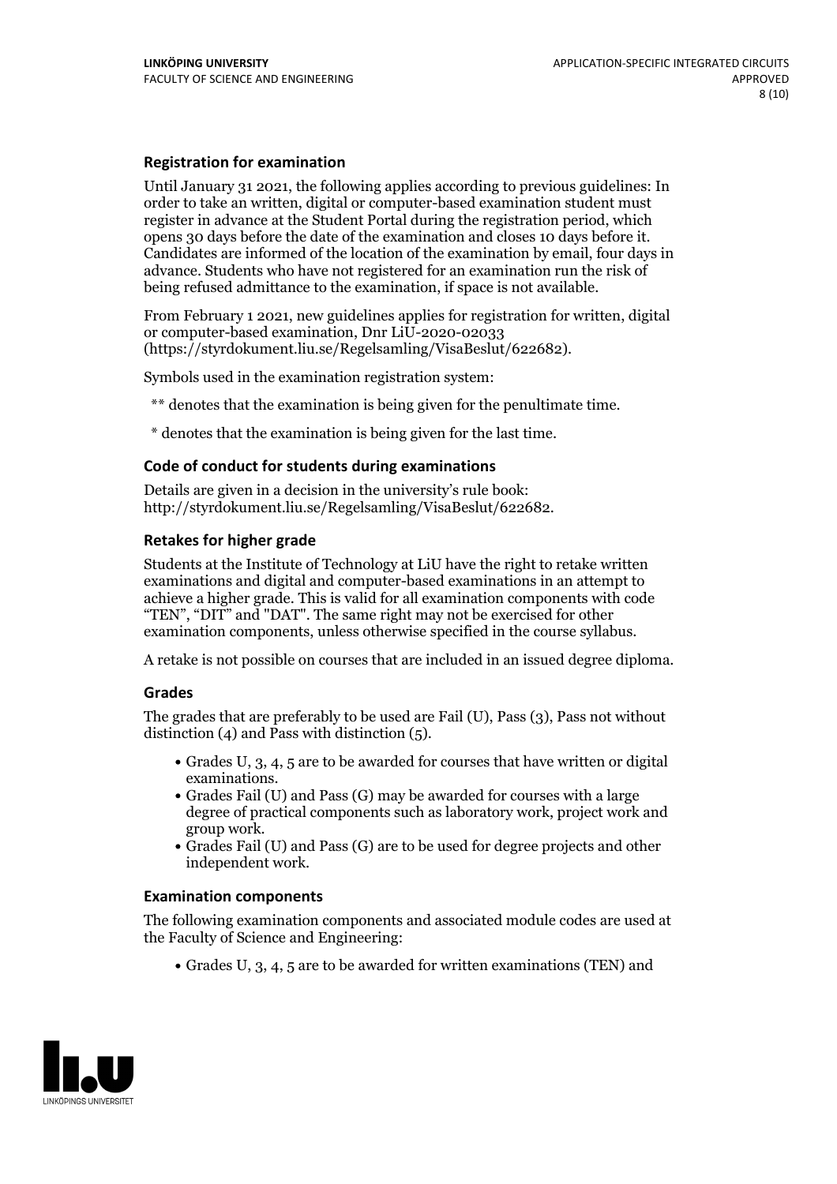### Registration for examination

Until January 31 2021, the following applies according to previous guidelines: In order to take an written, digital or computer-based examination student must register in advance at the Student Portal during the registration period, which opens 30 days before the date of the examination and closes 10 days before it. Candidates are informed of the location of the examination by email, four days in advance. Students who have not registered for an examination run the risk of being refused admittance to the examination, if space is not available.

From February 1 2021, new guidelines applies for registration for written, digital or computer-based examination, Dnr LiU-2020-02033 (https://styrdokument.liu.se/Regelsamling/VisaBeslut/622682).

Symbols used in the examination registration system:

** denotes that the examination is being given for the penultimate time.

* denotes that the examination is being given for the last time.

### Code of conduct for students during examinations

Details are given in a decision in the university's rule book: http://styrdokument.liu.se/Regelsamling/VisaBeslut/622682.

### Retakes for higher grade

Students at the Institute of Technology at LiU have the right to retake written examinations and digital and computer-based examinations in an attempt to achieve a higher grade. This is valid for all examination components with code "TEN", "DIT" and "DAT". The same right may not be exercised for other examination components, unless otherwise specified in the course syllabus.

A retake is not possible on courses that are included in an issued degree diploma.

### Grades

The grades that are preferably to be used are Fail (U), Pass (3), Pass not without distinction (4) and Pass with distinction (5).

- Grades U, 3, 4, 5 are to be awarded for courses that have written or digital examinations.
- Grades Fail (U) and Pass (G) may be awarded for courses with a large degree of practical components such as laboratory work, project work and group work.
- Grades Fail (U) and Pass (G) are to be used for degree projects and other independent work.

### Examination components

The following examination components and associated module codes are used at the Faculty of Science and Engineering:

- Grades U, 3, 4, 5 are to be awarded for written examinations (TEN) and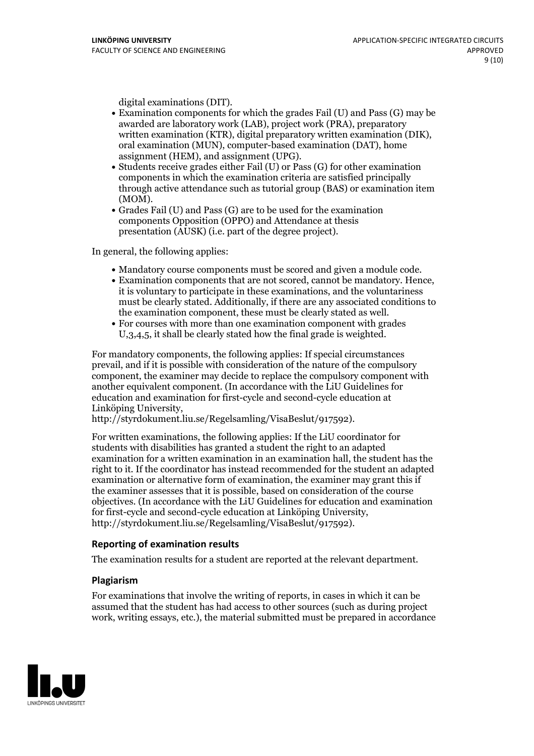digital examinations (DIT).

- Examination components for which the grades Fail (U) and Pass (G) may be awarded are laboratory work (LAB), project work (PRA), preparatory written examination (KTR), digital preparatory written examination (DIK), oral examination (MUN), computer-based examination (DAT), home assignment (HEM), and assignment (UPG).
- Students receive grades either Fail (U) or Pass (G) for other examination components in which the examination criteria are satisfied principally through active attendance such as tutorial group (BAS) or examination item (MOM).
- Grades Fail (U) and Pass (G) are to be used for the examination components Opposition (OPPO) and Attendance at thesis presentation (AUSK) (i.e. part of the degree project).

In general, the following applies:

- Mandatory course components must be scored and given a module code.
- Examination components that are not scored, cannot be mandatory. Hence, it is voluntary to participate in these examinations, and the voluntariness must be clearly stated. Additionally, if there are any associated conditions to the examination component, these must be clearly stated as well.
- For courses with more than one examination component with grades U,3,4,5, it shall be clearly stated how the final grade is weighted.

For mandatory components, the following applies: If special circumstances prevail, and if it is possible with consideration of the nature of the compulsory component, the examiner may decide to replace the compulsory component with another equivalent component. (In accordance with the LiU Guidelines for education and examination for first-cycle and second-cycle education at Linköping University, http://styrdokument.liu.se/Regelsamling/VisaBeslut/917592).

For written examinations, the following applies: If the LiU coordinator for students with disabilities has granted a student the right to an adapted examination for a written examination in an examination hall, the student has the right to it. If the coordinator has instead recommended for the student an adapted examination or alternative form of examination, the examiner may grant this if the examiner assesses that it is possible, based on consideration of the course objectives. (In accordance with the LiU Guidelines for education and examination for first-cycle and second-cycle education at Linköping University, http://styrdokument.liu.se/Regelsamling/VisaBeslut/917592).

### Reporting of examination results

The examination results for a student are reported at the relevant department.

### Plagiarism

For examinations that involve the writing of reports, in cases in which it can be assumed that the student has had access to other sources (such as during project work, writing essays, etc.), the material submitted must be prepared in accordance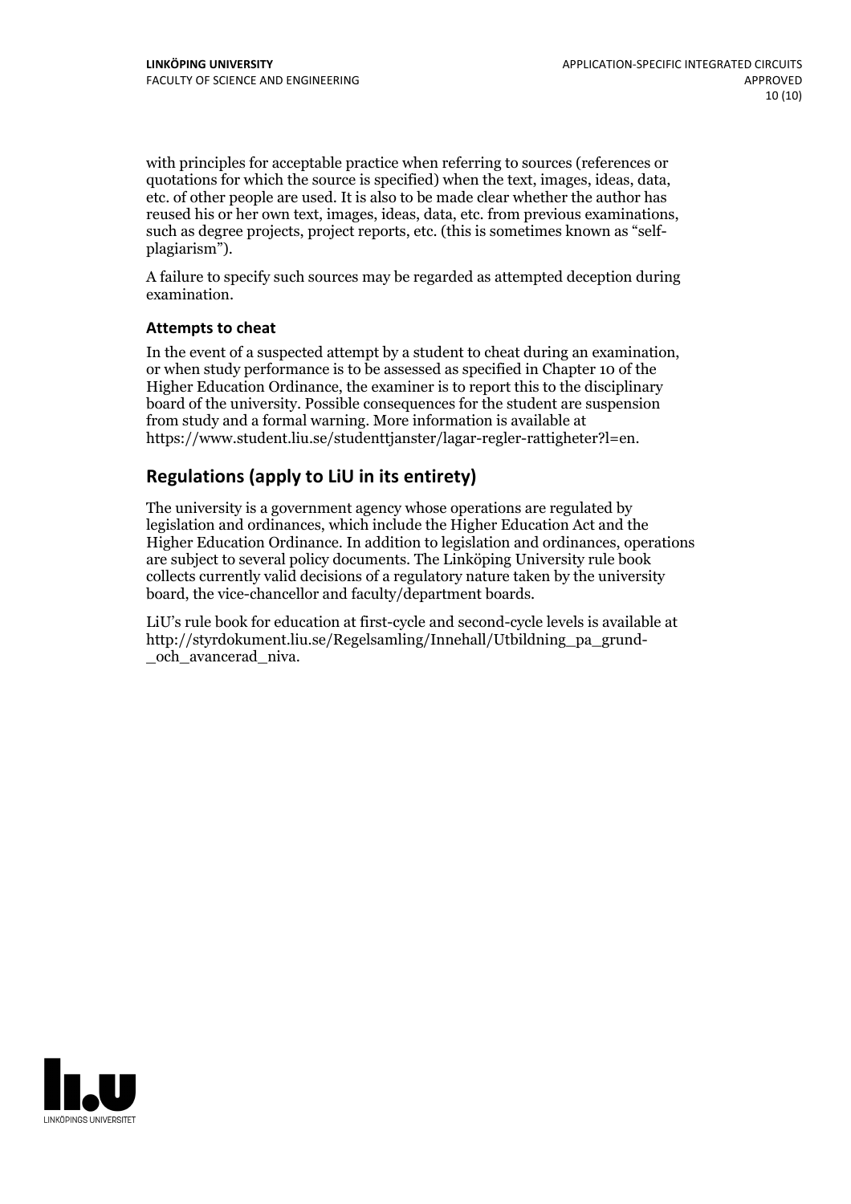with principles for acceptable practice when referring to sources (references or quotations for which the source is specified) when the text, images, ideas, data, etc. of other people are used. It is also to be made clear whether the author has reused his or her own text, images, ideas, data, etc. from previous examinations, such as degree projects, project reports, etc. (this is sometimes known as "self-plagiarism").

A failure to specify such sources may be regarded as attempted deception during examination.

### Attempts to cheat

In the event of a suspected attempt by a student to cheat during an examination, or when study performance is to be assessed as specified in Chapter 10 of the Higher Education Ordinance, the examiner is to report this to the disciplinary board of the university. Possible consequences for the student are suspension from study and a formal warning. More information is available at https://www.student.liu.se/studenttjanster/lagar-regler-rattigheter?l=en.

## Regulations (apply to LiU in its entirety)

The university is a government agency whose operations are regulated by legislation and ordinances, which include the Higher Education Act and the Higher Education Ordinance. In addition to legislation and ordinances, operations are subject to several policy documents. The Linköping University rule book collects currently valid decisions of a regulatory nature taken by the university board, the vice-chancellor and faculty/department boards.

LiU's rule book for education at first-cycle and second-cycle levels is available at http://styrdokument.liu.se/Regelsamling/Innehall/Utbildning_pa_grund-_och_avancerad_niva.